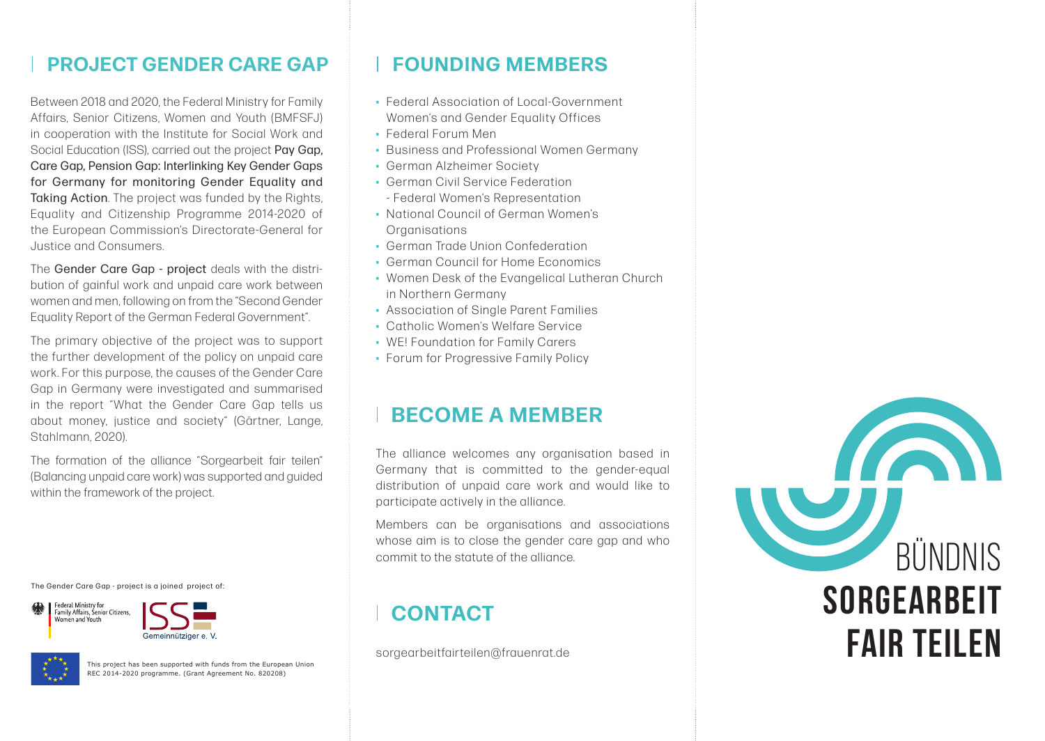## PROJECT GENDER CARE GAP

Between 2018 and 2020, the Federal Ministry for Family Affairs, Senior Citizens, Women and Youth (BMFSFJ) in cooperation with the Institute for Social Work and Social Education (ISS), carried out the project **Pay Gap, Care Gap, Pension Gap: Interlinking Key Gender Gaps for Germany for monitoring Gender Equality and Taking Action**. The project was funded by the Rights, Equality and Citizenship Programme 2014-2020 of the European Commission's Directorate-General for Justice and Consumers.

The **Gender Care Gap - project** deals with the distribution of gainful work and unpaid care work between women and men, following on from the "Second Gender Equality Report of the German Federal Government".

The primary objective of the project was to support the further development of the policy on unpaid care work. For this purpose, the causes of the Gender Care Gap in Germany were investigated and summarised in the report "What the Gender Care Gap tells us about money, justice and society" (Gärtner, Lange, Stahlmann, 2020).

The formation of the alliance "Sorgearbeit fair teilen" (Balancing unpaid care work) was supported and guided within the framework of the project.

The Gender Care Gap - project is a joined project of:

Federal Ministry for Family Affairs, Senior Citizens, Women and Youth

ISS Gemeinnütziger e. V.

This project has been supported with funds from the European Union REC 2014-2020 programme. (Grant Agreement No. 820208)

## FOUNDING MEMBERS

- Federal Association of Local-Government Women's and Gender Equality Offices
- Federal Forum Men
- Business and Professional Women Germany
- German Alzheimer Society
- German Civil Service Federation - Federal Women's Representation
- National Council of German Women's Organisations
- German Trade Union Confederation
- German Council for Home Economics
- Women Desk of the Evangelical Lutheran Church in Northern Germany
- Association of Single Parent Families
- Catholic Women's Welfare Service
- WE! Foundation for Family Carers
- Forum for Progressive Family Policy

## BECOME A MEMBER

The alliance welcomes any organisation based in Germany that is committed to the gender-equal distribution of unpaid care work and would like to participate actively in the alliance.

Members can be organisations and associations whose aim is to close the gender care gap and who commit to the statute of the alliance.

## CONTACT

sorgearbeitfairteilen@frauenrat.de

# BÜNDNIS SORGEARBEIT FAIR TEILEN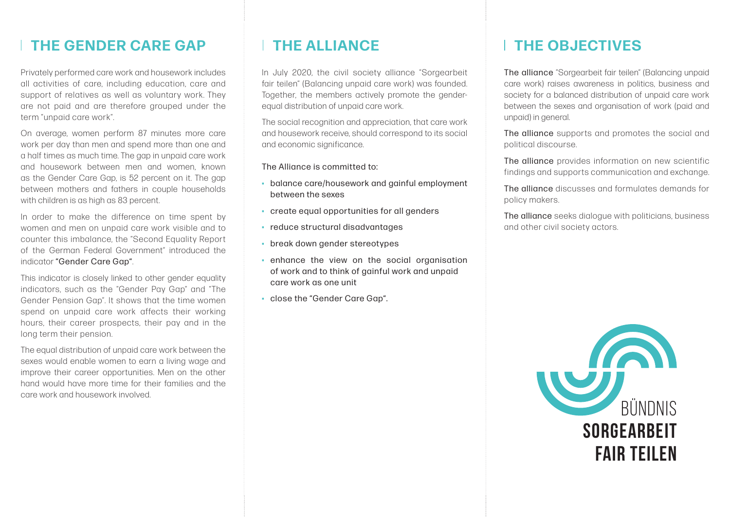## THE GENDER CARE GAP

Privately performed care work and housework includes all activities of care, including education, care and support of relatives as well as voluntary work. They are not paid and are therefore grouped under the term "unpaid care work".

On average, women perform 87 minutes more care work per day than men and spend more than one and a half times as much time. The gap in unpaid care work and housework between men and women, known as the Gender Care Gap, is 52 percent on it. The gap between mothers and fathers in couple households with children is as high as 83 percent.

In order to make the difference on time spent by women and men on unpaid care work visible and to counter this imbalance, the "Second Equality Report of the German Federal Government" introduced the indicator **"Gender Care Gap"**.

This indicator is closely linked to other gender equality indicators, such as the "Gender Pay Gap" and "The Gender Pension Gap". It shows that the time women spend on unpaid care work affects their working hours, their career prospects, their pay and in the long term their pension.

The equal distribution of unpaid care work between the sexes would enable women to earn a living wage and improve their career opportunities. Men on the other hand would have more time for their families and the care work and housework involved.

## THE ALLIANCE

In July 2020, the civil society alliance "Sorgearbeit fair teilen" (Balancing unpaid care work) was founded. Together, the members actively promote the gender-equal distribution of unpaid care work.

The social recognition and appreciation, that care work and housework receive, should correspond to its social and economic significance.

The Alliance is committed to:

- balance care/housework and gainful employment between the sexes
- create equal opportunities for all genders
- reduce structural disadvantages
- break down gender stereotypes
- enhance the view on the social organisation of work and to think of gainful work and unpaid care work as one unit
- close the "Gender Care Gap".

## THE OBJECTIVES

**The alliance** "Sorgearbeit fair teilen" (Balancing unpaid care work) raises awareness in politics, business and society for a balanced distribution of unpaid care work between the sexes and organisation of work (paid and unpaid) in general.

**The alliance** supports and promotes the social and political discourse.

**The alliance** provides information on new scientific findings and supports communication and exchange.

**The alliance** discusses and formulates demands for policy makers.

**The alliance** seeks dialogue with politicians, business and other civil society actors.

BÜNDNIS
SORGEARBEIT
FAIR TEILEN